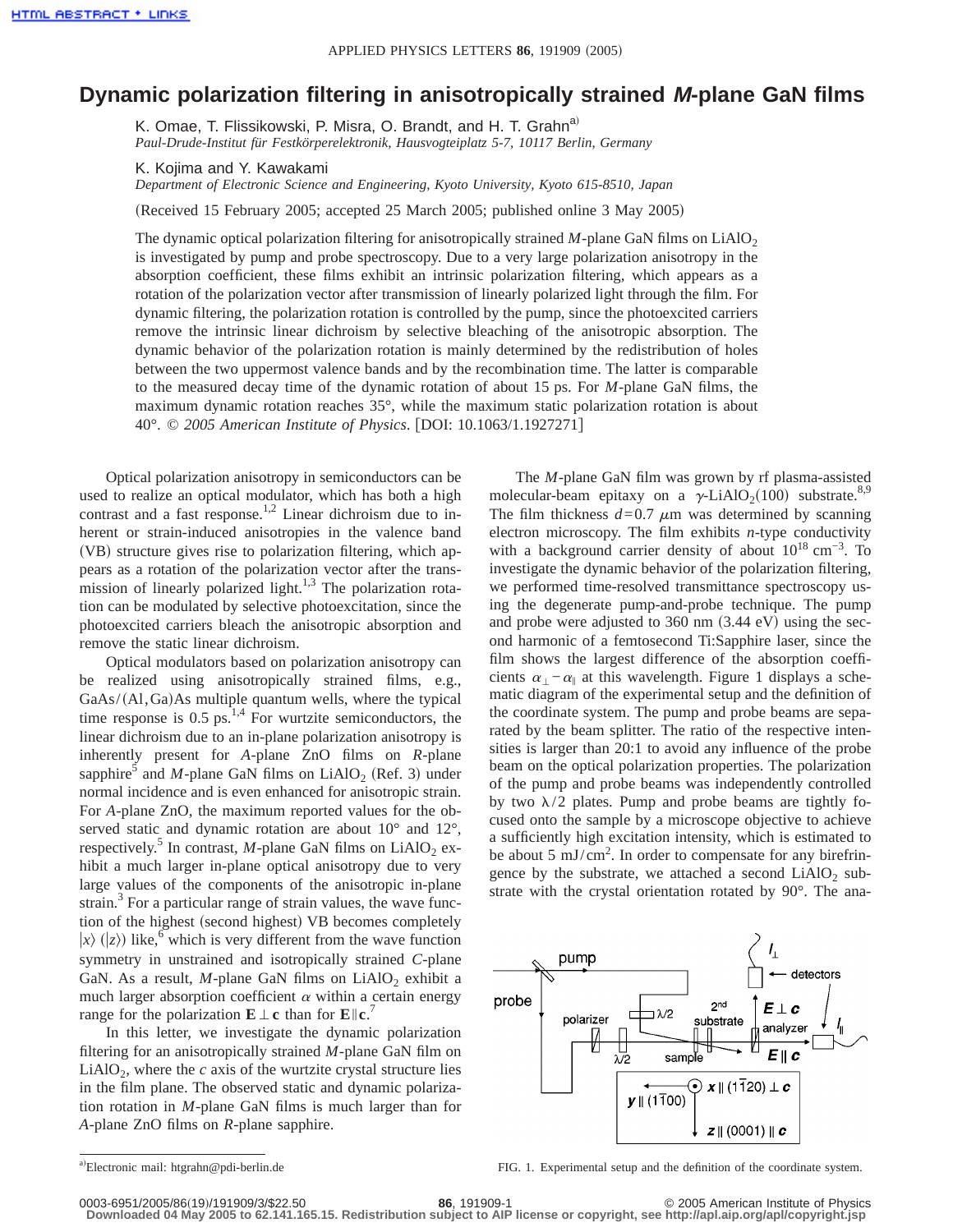# Dynamic polarization filtering in anisotropically strained *M*-plane GaN films

K. Omae, T. Flissikowski, P. Misra, O. Brandt, and H. T. Grahn[a)]
*Paul-Drude-Institut für Festkörperelektronik, Hausvogteiplatz 5-7, 10117 Berlin, Germany*

K. Kojima and Y. Kawakami
*Department of Electronic Science and Engineering, Kyoto University, Kyoto 615-8510, Japan*

(Received 15 February 2005; accepted 25 March 2005; published online 3 May 2005)

The dynamic optical polarization filtering for anisotropically strained *M*-plane GaN films on $LiAlO_2$ is investigated by pump and probe spectroscopy. Due to a very large polarization anisotropy in the absorption coefficient, these films exhibit an intrinsic polarization filtering, which appears as a rotation of the polarization vector after transmission of linearly polarized light through the film. For dynamic filtering, the polarization rotation is controlled by the pump, since the photoexcited carriers remove the intrinsic linear dichroism by selective bleaching of the anisotropic absorption. The dynamic behavior of the polarization rotation is mainly determined by the redistribution of holes between the two uppermost valence bands and by the recombination time. The latter is comparable to the measured decay time of the dynamic rotation of about 15 ps. For *M*-plane GaN films, the maximum dynamic rotation reaches 35°, while the maximum static polarization rotation is about 40°. © *2005 American Institute of Physics*. [DOI: 10.1063/1.1927271]

Optical polarization anisotropy in semiconductors can be used to realize an optical modulator, which has both a high contrast and a fast response.[1,2] Linear dichroism due to inherent or strain-induced anisotropies in the valence band (VB) structure gives rise to polarization filtering, which appears as a rotation of the polarization vector after the transmission of linearly polarized light.[1,3] The polarization rotation can be modulated by selective photoexcitation, since the photoexcited carriers bleach the anisotropic absorption and remove the static linear dichroism.

Optical modulators based on polarization anisotropy can be realized using anisotropically strained films, e.g., GaAs/(Al,Ga)As multiple quantum wells, where the typical time response is 0.5 ps.[1,4] For wurtzite semiconductors, the linear dichroism due to an in-plane polarization anisotropy is inherently present for *A*-plane ZnO films on *R*-plane sapphire[5] and *M*-plane GaN films on $LiAlO_2$ (Ref. 3) under normal incidence and is even enhanced for anisotropic strain. For *A*-plane ZnO, the maximum reported values for the observed static and dynamic rotation are about 10° and 12°, respectively.[5] In contrast, *M*-plane GaN films on $LiAlO_2$ exhibit a much larger in-plane optical anisotropy due to very large values of the components of the anisotropic in-plane strain.[3] For a particular range of strain values, the wave function of the highest (second highest) VB becomes completely $|x\rangle$ ($|z\rangle$) like,[6] which is very different from the wave function symmetry in unstrained and isotropically strained *C*-plane GaN. As a result, *M*-plane GaN films on $LiAlO_2$ exhibit a much larger absorption coefficient $\alpha$ within a certain energy range for the polarization $\mathbf{E}\perp\mathbf{c}$ than for $\mathbf{E}\parallel\mathbf{c}$.[7]

In this letter, we investigate the dynamic polarization filtering for an anisotropically strained *M*-plane GaN film on $LiAlO_2$, where the *c* axis of the wurtzite crystal structure lies in the film plane. The observed static and dynamic polarization rotation in *M*-plane GaN films is much larger than for *A*-plane ZnO films on *R*-plane sapphire.

The *M*-plane GaN film was grown by rf plasma-assisted molecular-beam epitaxy on a $\gamma$-$LiAlO_2(100)$ substrate.[8,9] The film thickness $d=0.7$ $\mu$m was determined by scanning electron microscopy. The film exhibits *n*-type conductivity with a background carrier density of about $10^{18}$ $cm^{-3}$. To investigate the dynamic behavior of the polarization filtering, we performed time-resolved transmittance spectroscopy using the degenerate pump-and-probe technique. The pump and probe were adjusted to 360 nm (3.44 eV) using the second harmonic of a femtosecond Ti:Sapphire laser, since the film shows the largest difference of the absorption coefficients $\alpha_\perp - \alpha_\parallel$ at this wavelength. Figure 1 displays a schematic diagram of the experimental setup and the definition of the coordinate system. The pump and probe beams are separated by the beam splitter. The ratio of the respective intensities is larger than 20:1 to avoid any influence of the probe beam on the optical polarization properties. The polarization of the pump and probe beams was independently controlled by two $\lambda/2$ plates. Pump and probe beams are tightly focused onto the sample by a microscope objective to achieve a sufficiently high excitation intensity, which is estimated to be about 5 $mJ/cm^2$. In order to compensate for any birefringence by the substrate, we attached a second $LiAlO_2$ substrate with the crystal orientation rotated by 90°. The ana-

FIG. 1. Experimental setup and the definition of the coordinate system.

[a)]Electronic mail: htgrahn@pdi-berlin.de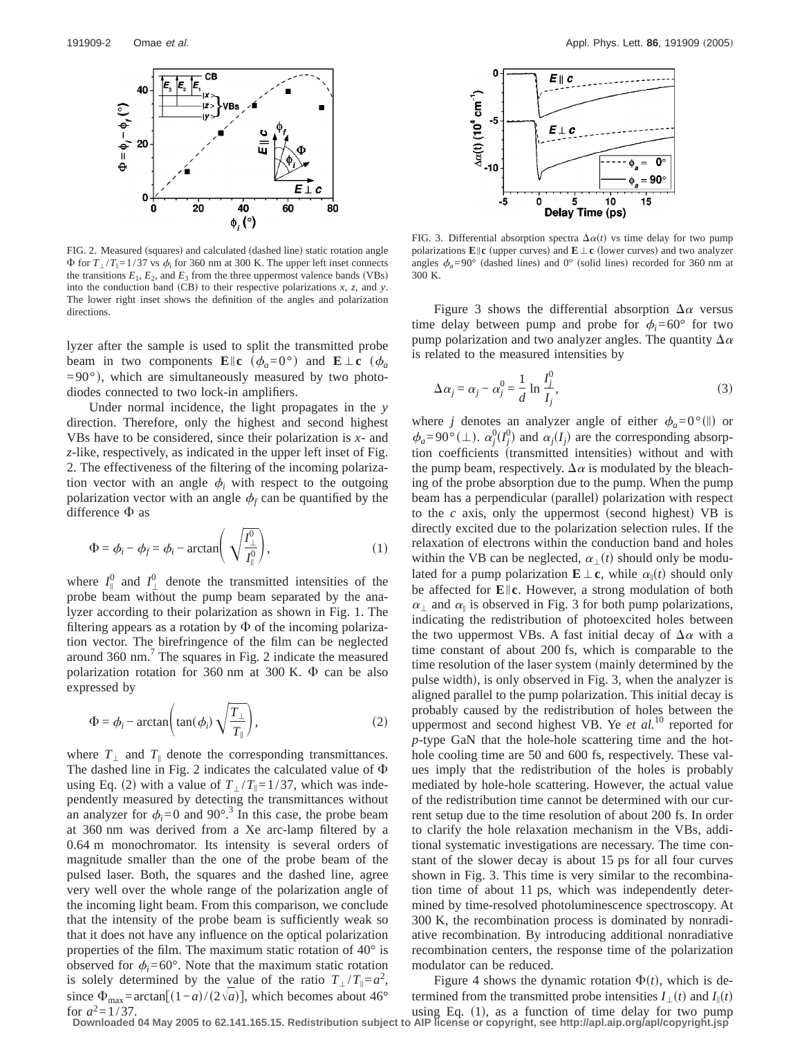FIG. 2. Measured (squares) and calculated (dashed line) static rotation angle $\Phi$ for $T_{\perp}/T_{\parallel}=1/37$ vs $\phi_i$ for 360 nm at 300 K. The upper left inset connects the transitions $E_1$, $E_2$, and $E_3$ from the three uppermost valence bands (VBs) into the conduction band (CB) to their respective polarizations $x$, $z$, and $y$. The lower right inset shows the definition of the angles and polarization directions.

lyzer after the sample is used to split the transmitted probe beam in two components $\mathbf{E}\parallel\mathbf{c}$ ($\phi_a=0°$) and $\mathbf{E}\perp\mathbf{c}$ ($\phi_a=90°$), which are simultaneously measured by two photodiodes connected to two lock-in amplifiers.

Under normal incidence, the light propagates in the $y$ direction. Therefore, only the highest and second highest VBs have to be considered, since their polarization is $x$- and $z$-like, respectively, as indicated in the upper left inset of Fig. 2. The effectiveness of the filtering of the incoming polarization vector with an angle $\phi_i$ with respect to the outgoing polarization vector with an angle $\phi_f$ can be quantified by the difference $\Phi$ as

$$\Phi = \phi_i - \phi_f = \phi_i - \arctan\left(\sqrt{\frac{I_{\perp}^0}{I_{\parallel}^0}}\right), \qquad (1)$$

where $I_{\parallel}^0$ and $I_{\perp}^0$ denote the transmitted intensities of the probe beam without the pump beam separated by the analyzer according to their polarization as shown in Fig. 1. The filtering appears as a rotation by $\Phi$ of the incoming polarization vector. The birefringence of the film can be neglected around 360 nm.[7] The squares in Fig. 2 indicate the measured polarization rotation for 360 nm at 300 K. $\Phi$ can be also expressed by

$$\Phi = \phi_i - \arctan\left(\tan(\phi_i)\sqrt{\frac{T_{\perp}}{T_{\parallel}}}\right), \qquad (2)$$

where $T_{\perp}$ and $T_{\parallel}$ denote the corresponding transmittances. The dashed line in Fig. 2 indicates the calculated value of $\Phi$ using Eq. (2) with a value of $T_{\perp}/T_{\parallel}=1/37$, which was independently measured by detecting the transmittances without an analyzer for $\phi_i=0$ and 90°.[3] In this case, the probe beam at 360 nm was derived from a Xe arc-lamp filtered by a 0.64 m monochromator. Its intensity is several orders of magnitude smaller than the one of the probe beam of the pulsed laser. Both, the squares and the dashed line, agree very well over the whole range of the polarization angle of the incoming light beam. From this comparison, we conclude that the intensity of the probe beam is sufficiently weak so that it does not have any influence on the optical polarization properties of the film. The maximum static rotation of 40° is observed for $\phi_i=60°$. Note that the maximum static rotation is solely determined by the value of the ratio $T_{\perp}/T_{\parallel}=a^2$, since $\Phi_{\max}=\arctan[(1-a)/(2\sqrt{a})]$, which becomes about 46° for $a^2=1/37$.

FIG. 3. Differential absorption spectra $\Delta\alpha(t)$ vs time delay for two pump polarizations $\mathbf{E}\parallel\mathbf{c}$ (upper curves) and $\mathbf{E}\perp\mathbf{c}$ (lower curves) and two analyzer angles $\phi_a=90°$ (dashed lines) and 0° (solid lines) recorded for 360 nm at 300 K.

Figure 3 shows the differential absorption $\Delta\alpha$ versus time delay between pump and probe for $\phi_i=60°$ for two pump polarization and two analyzer angles. The quantity $\Delta\alpha$ is related to the measured intensities by

$$\Delta\alpha_j = \alpha_j - \alpha_j^0 = \frac{1}{d}\ln\frac{I_j^0}{I_j}, \qquad (3)$$

where $j$ denotes an analyzer angle of either $\phi_a=0°(\parallel)$ or $\phi_a=90°(\perp)$. $\alpha_j^0(I_j^0)$ and $\alpha_j(I_j)$ are the corresponding absorption coefficients (transmitted intensities) without and with the pump beam, respectively. $\Delta\alpha$ is modulated by the bleaching of the probe absorption due to the pump. When the pump beam has a perpendicular (parallel) polarization with respect to the $c$ axis, only the uppermost (second highest) VB is directly excited due to the polarization selection rules. If the relaxation of electrons within the conduction band and holes within the VB can be neglected, $\alpha_{\perp}(t)$ should only be modulated for a pump polarization $\mathbf{E}\perp\mathbf{c}$, while $\alpha_{\parallel}(t)$ should only be affected for $\mathbf{E}\parallel\mathbf{c}$. However, a strong modulation of both $\alpha_{\perp}$ and $\alpha_{\parallel}$ is observed in Fig. 3 for both pump polarizations, indicating the redistribution of photoexcited holes between the two uppermost VBs. A fast initial decay of $\Delta\alpha$ with a time constant of about 200 fs, which is comparable to the time resolution of the laser system (mainly determined by the pulse width), is only observed in Fig. 3, when the analyzer is aligned parallel to the pump polarization. This initial decay is probably caused by the redistribution of holes between the uppermost and second highest VB. Ye *et al.*[10] reported for $p$-type GaN that the hole-hole scattering time and the hot-hole cooling time are 50 and 600 fs, respectively. These values imply that the redistribution of the holes is probably mediated by hole-hole scattering. However, the actual value of the redistribution time cannot be determined with our current setup due to the time resolution of about 200 fs. In order to clarify the hole relaxation mechanism in the VBs, additional systematic investigations are necessary. The time constant of the slower decay is about 15 ps for all four curves shown in Fig. 3. This time is very similar to the recombination time of about 11 ps, which was independently determined by time-resolved photoluminescence spectroscopy. At 300 K, the recombination process is dominated by nonradiative recombination. By introducing additional nonradiative recombination centers, the response time of the polarization modulator can be reduced.

Figure 4 shows the dynamic rotation $\Phi(t)$, which is determined from the transmitted probe intensities $I_{\perp}(t)$ and $I_{\parallel}(t)$ using Eq. (1), as a function of time delay for two pump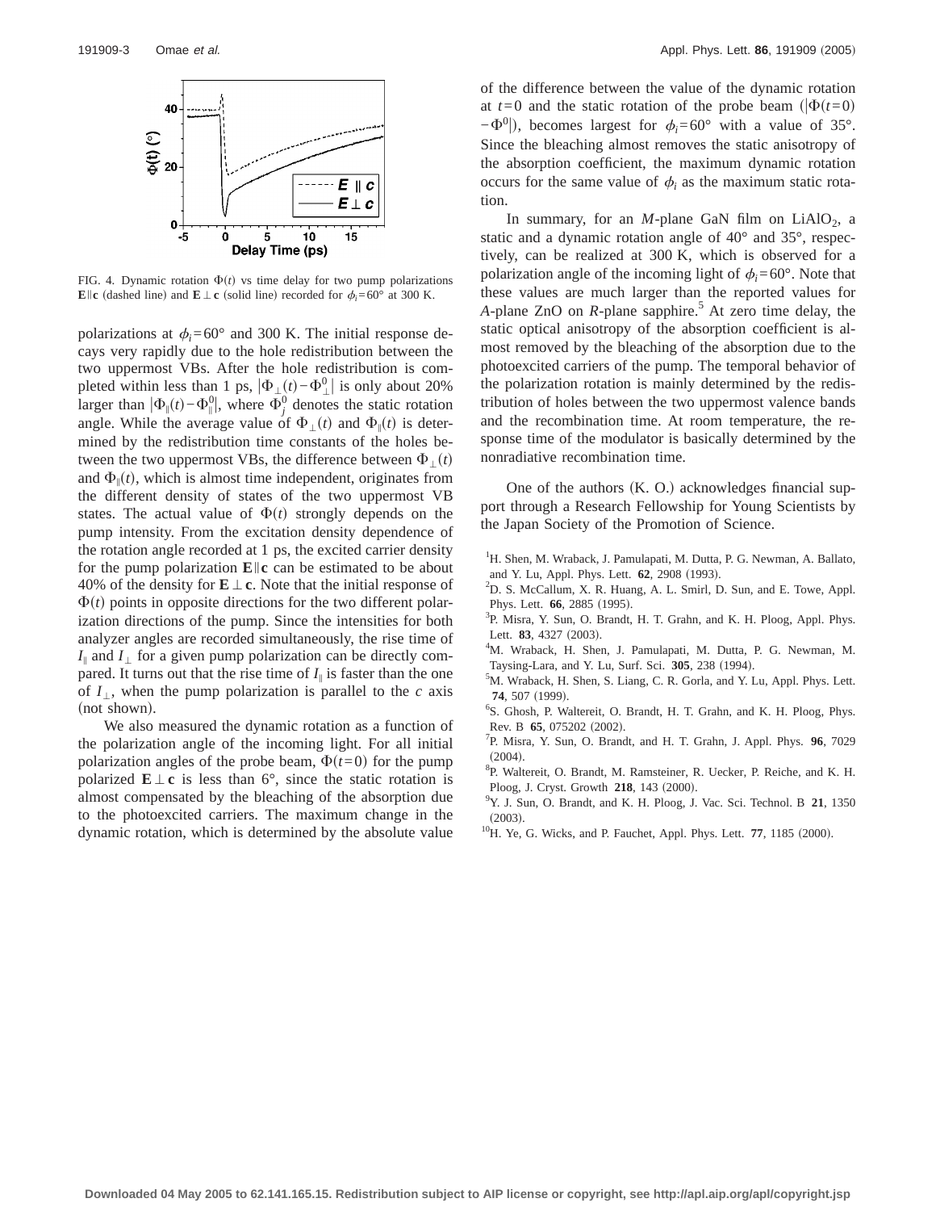Φ(t) (°)
40
20
0
-5 0 5 10 15
Delay Time (ps)
E ∥ c
E ⊥ c

FIG. 4. Dynamic rotation $\Phi(t)$ vs time delay for two pump polarizations $\mathbf{E}\|\mathbf{c}$ (dashed line) and $\mathbf{E}\perp\mathbf{c}$ (solid line) recorded for $\phi_i=60°$ at 300 K.

polarizations at $\phi_i=60°$ and 300 K. The initial response decays very rapidly due to the hole redistribution between the two uppermost VBs. After the hole redistribution is completed within less than 1 ps, $|\Phi_{\perp}(t)-\Phi_{\perp}^0|$ is only about 20% larger than $|\Phi_{\|}(t)-\Phi_{\|}^0|$, where $\Phi_j^0$ denotes the static rotation angle. While the average value of $\Phi_{\perp}(t)$ and $\Phi_{\|}(t)$ is determined by the redistribution time constants of the holes between the two uppermost VBs, the difference between $\Phi_{\perp}(t)$ and $\Phi_{\|}(t)$, which is almost time independent, originates from the different density of states of the two uppermost VB states. The actual value of $\Phi(t)$ strongly depends on the pump intensity. From the excitation density dependence of the rotation angle recorded at 1 ps, the excited carrier density for the pump polarization $\mathbf{E}\|\mathbf{c}$ can be estimated to be about 40% of the density for $\mathbf{E}\perp\mathbf{c}$. Note that the initial response of $\Phi(t)$ points in opposite directions for the two different polarization directions of the pump. Since the intensities for both analyzer angles are recorded simultaneously, the rise time of $I_{\|}$ and $I_{\perp}$ for a given pump polarization can be directly compared. It turns out that the rise time of $I_{\|}$ is faster than the one of $I_{\perp}$, when the pump polarization is parallel to the *c* axis (not shown).

We also measured the dynamic rotation as a function of the polarization angle of the incoming light. For all initial polarization angles of the probe beam, $\Phi(t=0)$ for the pump polarized $\mathbf{E}\perp\mathbf{c}$ is less than 6°, since the static rotation is almost compensated by the bleaching of the absorption due to the photoexcited carriers. The maximum change in the dynamic rotation, which is determined by the absolute value of the difference between the value of the dynamic rotation at $t=0$ and the static rotation of the probe beam ($|\Phi(t=0)-\Phi^0|$), becomes largest for $\phi_i=60°$ with a value of 35°. Since the bleaching almost removes the static anisotropy of the absorption coefficient, the maximum dynamic rotation occurs for the same value of $\phi_i$ as the maximum static rotation.

In summary, for an *M*-plane GaN film on $LiAlO_2$, a static and a dynamic rotation angle of 40° and 35°, respectively, can be realized at 300 K, which is observed for a polarization angle of the incoming light of $\phi_i=60°$. Note that these values are much larger than the reported values for *A*-plane ZnO on *R*-plane sapphire.[5] At zero time delay, the static optical anisotropy of the absorption coefficient is almost removed by the bleaching of the absorption due to the photoexcited carriers of the pump. The temporal behavior of the polarization rotation is mainly determined by the redistribution of holes between the two uppermost valence bands and the recombination time. At room temperature, the response time of the modulator is basically determined by the nonradiative recombination time.

One of the authors (K. O.) acknowledges financial support through a Research Fellowship for Young Scientists by the Japan Society of the Promotion of Science.

[1] H. Shen, M. Wraback, J. Pamulapati, M. Dutta, P. G. Newman, A. Ballato, and Y. Lu, Appl. Phys. Lett. **62**, 2908 (1993).
[2] D. S. McCallum, X. R. Huang, A. L. Smirl, D. Sun, and E. Towe, Appl. Phys. Lett. **66**, 2885 (1995).
[3] P. Misra, Y. Sun, O. Brandt, H. T. Grahn, and K. H. Ploog, Appl. Phys. Lett. **83**, 4327 (2003).
[4] M. Wraback, H. Shen, J. Pamulapati, M. Dutta, P. G. Newman, M. Taysing-Lara, and Y. Lu, Surf. Sci. **305**, 238 (1994).
[5] M. Wraback, H. Shen, S. Liang, C. R. Gorla, and Y. Lu, Appl. Phys. Lett. **74**, 507 (1999).
[6] S. Ghosh, P. Waltereit, O. Brandt, H. T. Grahn, and K. H. Ploog, Phys. Rev. B **65**, 075202 (2002).
[7] P. Misra, Y. Sun, O. Brandt, and H. T. Grahn, J. Appl. Phys. **96**, 7029 (2004).
[8] P. Waltereit, O. Brandt, M. Ramsteiner, R. Uecker, P. Reiche, and K. H. Ploog, J. Cryst. Growth **218**, 143 (2000).
[9] Y. J. Sun, O. Brandt, and K. H. Ploog, J. Vac. Sci. Technol. B **21**, 1350 (2003).
[10] H. Ye, G. Wicks, and P. Fauchet, Appl. Phys. Lett. **77**, 1185 (2000).